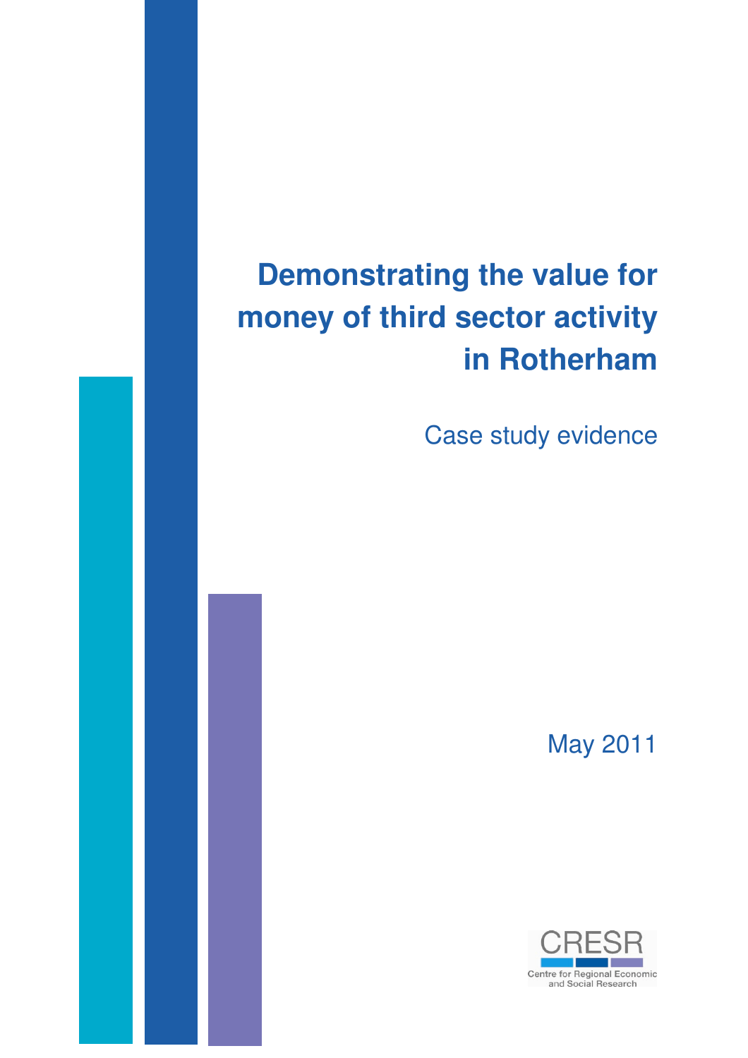# Demonstrating the value for money of third sector activity in Rotherham

## Case study evidence

May 2011

CRESR

Centre for Regional Economic and Social Research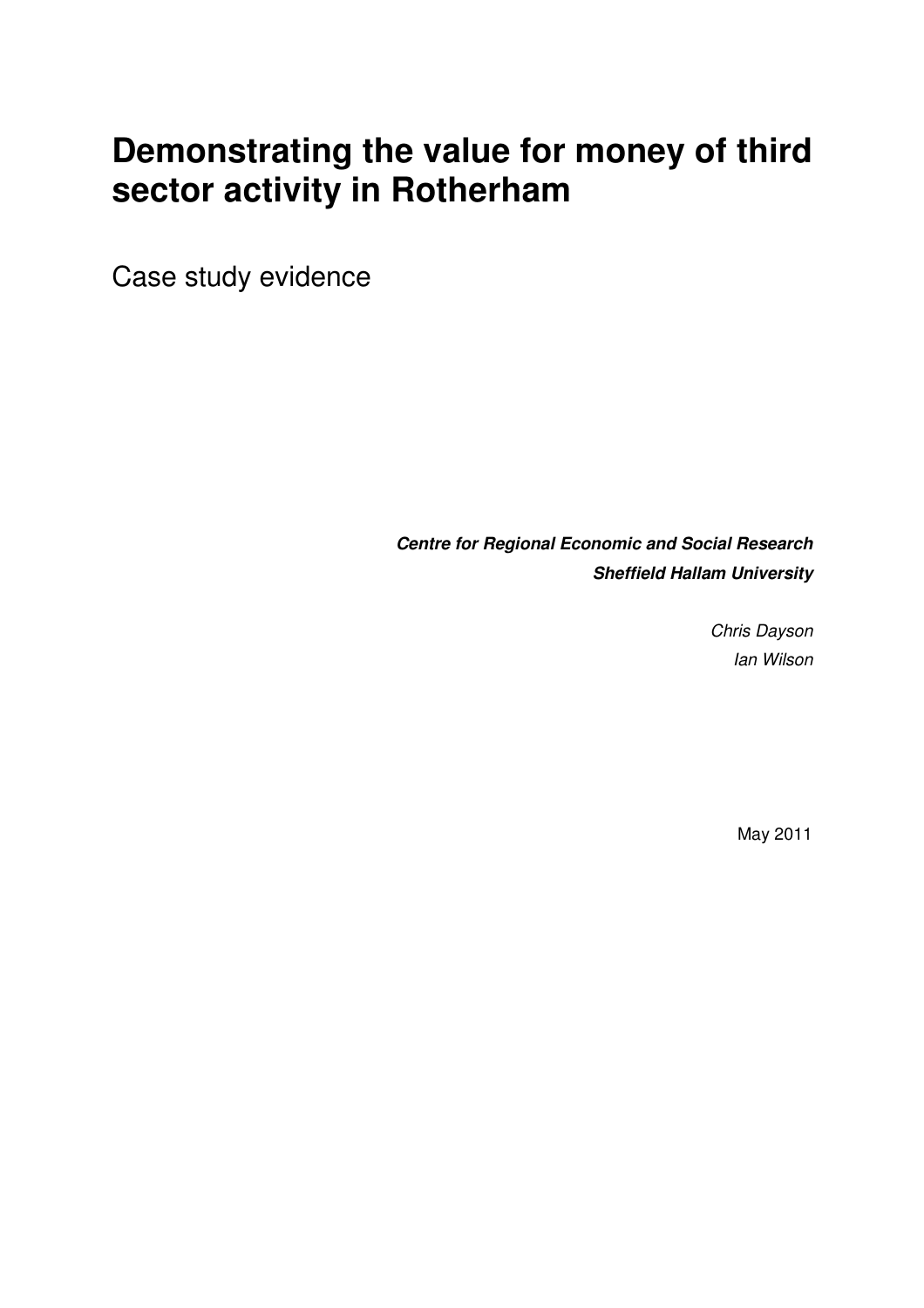# Demonstrating the value for money of third sector activity in Rotherham

Case study evidence

***Centre for Regional Economic and Social Research***
***Sheffield Hallam University***

*Chris Dayson*
*Ian Wilson*

May 2011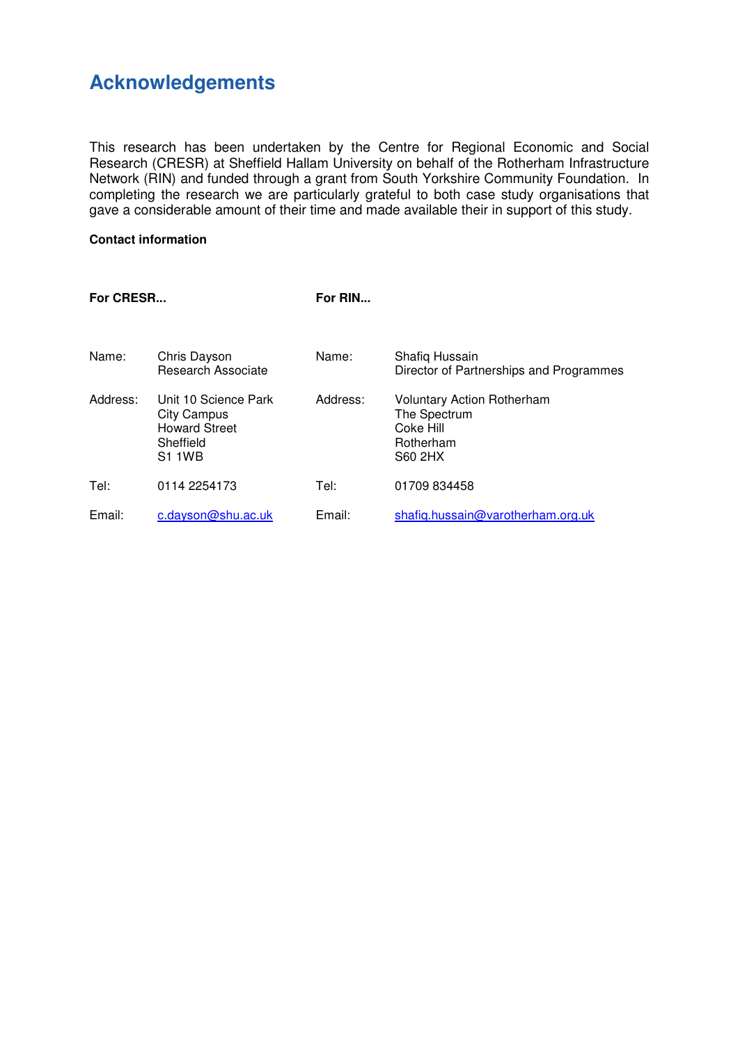# Acknowledgements

This research has been undertaken by the Centre for Regional Economic and Social Research (CRESR) at Sheffield Hallam University on behalf of the Rotherham Infrastructure Network (RIN) and funded through a grant from South Yorkshire Community Foundation. In completing the research we are particularly grateful to both case study organisations that gave a considerable amount of their time and made available their in support of this study.

**Contact information**

| **For CRESR...** | | **For RIN...** | |
|---|---|---|---|
| Name: | Chris Dayson<br>Research Associate | Name: | Shafiq Hussain<br>Director of Partnerships and Programmes |
| Address: | Unit 10 Science Park<br>City Campus<br>Howard Street<br>Sheffield<br>S1 1WB | Address: | Voluntary Action Rotherham<br>The Spectrum<br>Coke Hill<br>Rotherham<br>S60 2HX |
| Tel: | 0114 2254173 | Tel: | 01709 834458 |
| Email: | c.dayson@shu.ac.uk | Email: | shafiq.hussain@varotherham.org.uk |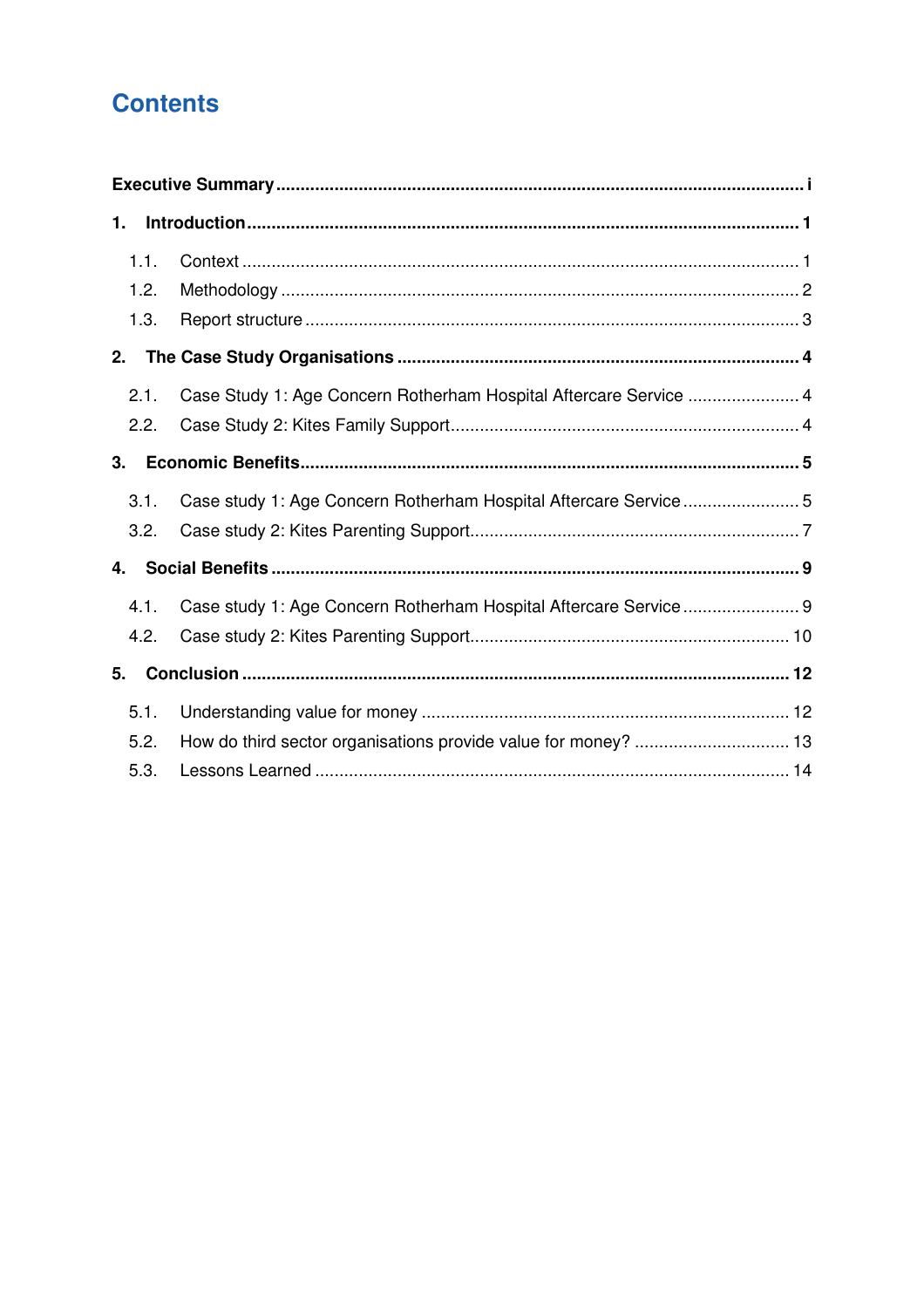# Contents

**Executive Summary** ..... i

**1. Introduction** ..... 1

- 1.1. Context ..... 1
- 1.2. Methodology ..... 2
- 1.3. Report structure ..... 3

**2. The Case Study Organisations** ..... 4

- 2.1. Case Study 1: Age Concern Rotherham Hospital Aftercare Service ..... 4
- 2.2. Case Study 2: Kites Family Support ..... 4

**3. Economic Benefits** ..... 5

- 3.1. Case study 1: Age Concern Rotherham Hospital Aftercare Service ..... 5
- 3.2. Case study 2: Kites Parenting Support ..... 7

**4. Social Benefits** ..... 9

- 4.1. Case study 1: Age Concern Rotherham Hospital Aftercare Service ..... 9
- 4.2. Case study 2: Kites Parenting Support ..... 10

**5. Conclusion** ..... 12

- 5.1. Understanding value for money ..... 12
- 5.2. How do third sector organisations provide value for money? ..... 13
- 5.3. Lessons Learned ..... 14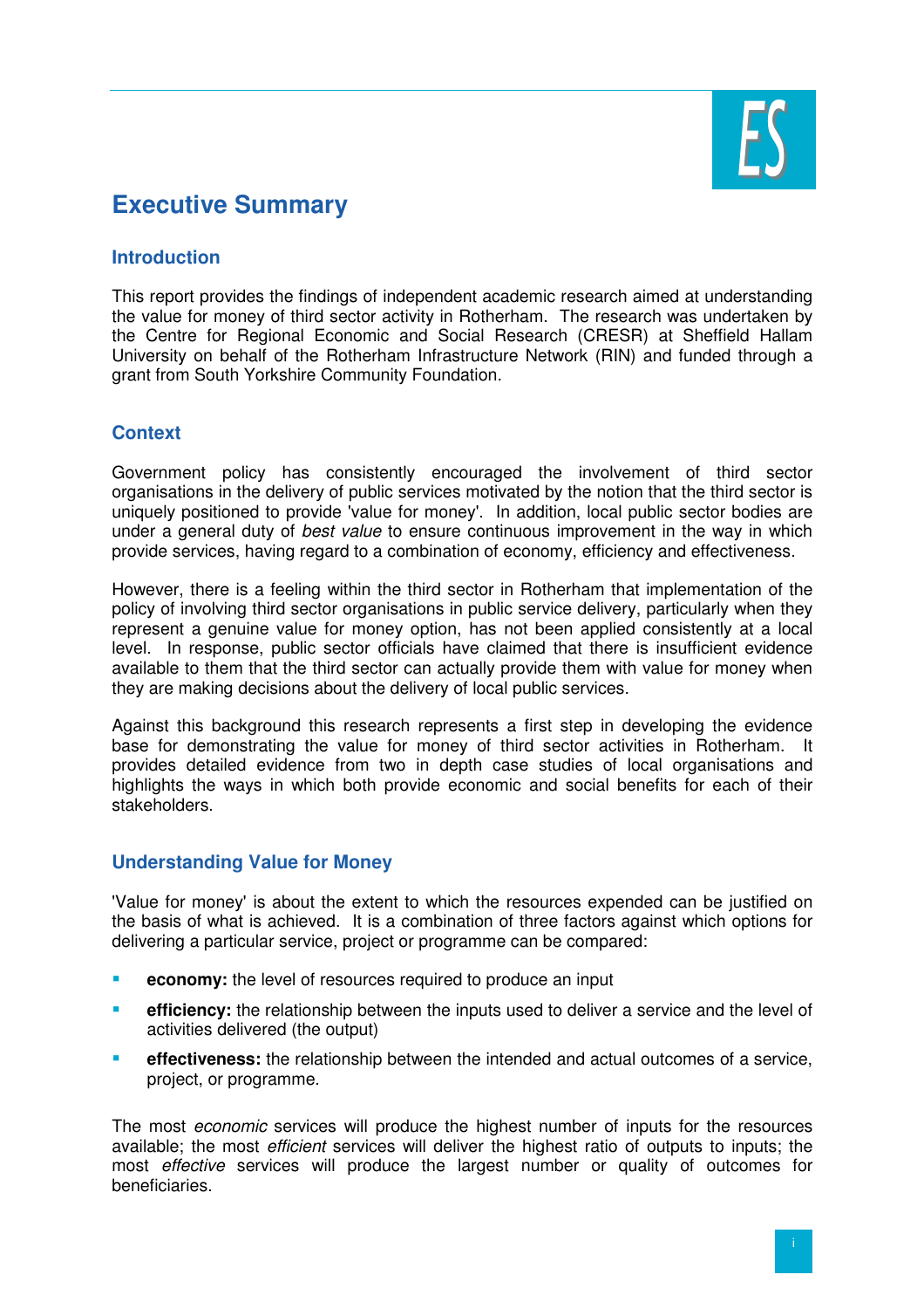# Executive Summary

## Introduction

This report provides the findings of independent academic research aimed at understanding the value for money of third sector activity in Rotherham. The research was undertaken by the Centre for Regional Economic and Social Research (CRESR) at Sheffield Hallam University on behalf of the Rotherham Infrastructure Network (RIN) and funded through a grant from South Yorkshire Community Foundation.

## Context

Government policy has consistently encouraged the involvement of third sector organisations in the delivery of public services motivated by the notion that the third sector is uniquely positioned to provide 'value for money'. In addition, local public sector bodies are under a general duty of *best value* to ensure continuous improvement in the way in which provide services, having regard to a combination of economy, efficiency and effectiveness.

However, there is a feeling within the third sector in Rotherham that implementation of the policy of involving third sector organisations in public service delivery, particularly when they represent a genuine value for money option, has not been applied consistently at a local level. In response, public sector officials have claimed that there is insufficient evidence available to them that the third sector can actually provide them with value for money when they are making decisions about the delivery of local public services.

Against this background this research represents a first step in developing the evidence base for demonstrating the value for money of third sector activities in Rotherham. It provides detailed evidence from two in depth case studies of local organisations and highlights the ways in which both provide economic and social benefits for each of their stakeholders.

## Understanding Value for Money

'Value for money' is about the extent to which the resources expended can be justified on the basis of what is achieved. It is a combination of three factors against which options for delivering a particular service, project or programme can be compared:

- **economy:** the level of resources required to produce an input
- **efficiency:** the relationship between the inputs used to deliver a service and the level of activities delivered (the output)
- **effectiveness:** the relationship between the intended and actual outcomes of a service, project, or programme.

The most *economic* services will produce the highest number of inputs for the resources available; the most *efficient* services will deliver the highest ratio of outputs to inputs; the most *effective* services will produce the largest number or quality of outcomes for beneficiaries.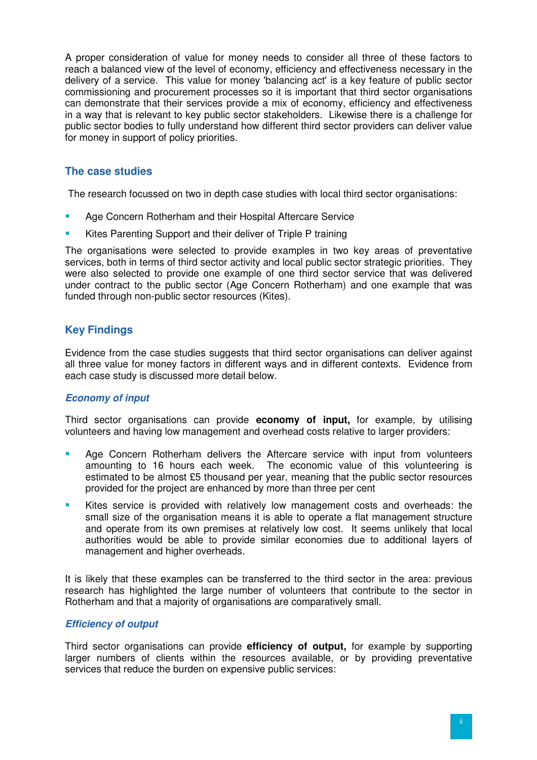A proper consideration of value for money needs to consider all three of these factors to reach a balanced view of the level of economy, efficiency and effectiveness necessary in the delivery of a service. This value for money 'balancing act' is a key feature of public sector commissioning and procurement processes so it is important that third sector organisations can demonstrate that their services provide a mix of economy, efficiency and effectiveness in a way that is relevant to key public sector stakeholders. Likewise there is a challenge for public sector bodies to fully understand how different third sector providers can deliver value for money in support of policy priorities.

## The case studies

The research focussed on two in depth case studies with local third sector organisations:

- Age Concern Rotherham and their Hospital Aftercare Service
- Kites Parenting Support and their deliver of Triple P training

The organisations were selected to provide examples in two key areas of preventative services, both in terms of third sector activity and local public sector strategic priorities. They were also selected to provide one example of one third sector service that was delivered under contract to the public sector (Age Concern Rotherham) and one example that was funded through non-public sector resources (Kites).

## Key Findings

Evidence from the case studies suggests that third sector organisations can deliver against all three value for money factors in different ways and in different contexts. Evidence from each case study is discussed more detail below.

### *Economy of input*

Third sector organisations can provide **economy of input,** for example, by utilising volunteers and having low management and overhead costs relative to larger providers:

- Age Concern Rotherham delivers the Aftercare service with input from volunteers amounting to 16 hours each week. The economic value of this volunteering is estimated to be almost £5 thousand per year, meaning that the public sector resources provided for the project are enhanced by more than three per cent
- Kites service is provided with relatively low management costs and overheads: the small size of the organisation means it is able to operate a flat management structure and operate from its own premises at relatively low cost. It seems unlikely that local authorities would be able to provide similar economies due to additional layers of management and higher overheads.

It is likely that these examples can be transferred to the third sector in the area: previous research has highlighted the large number of volunteers that contribute to the sector in Rotherham and that a majority of organisations are comparatively small.

### *Efficiency of output*

Third sector organisations can provide **efficiency of output,** for example by supporting larger numbers of clients within the resources available, or by providing preventative services that reduce the burden on expensive public services: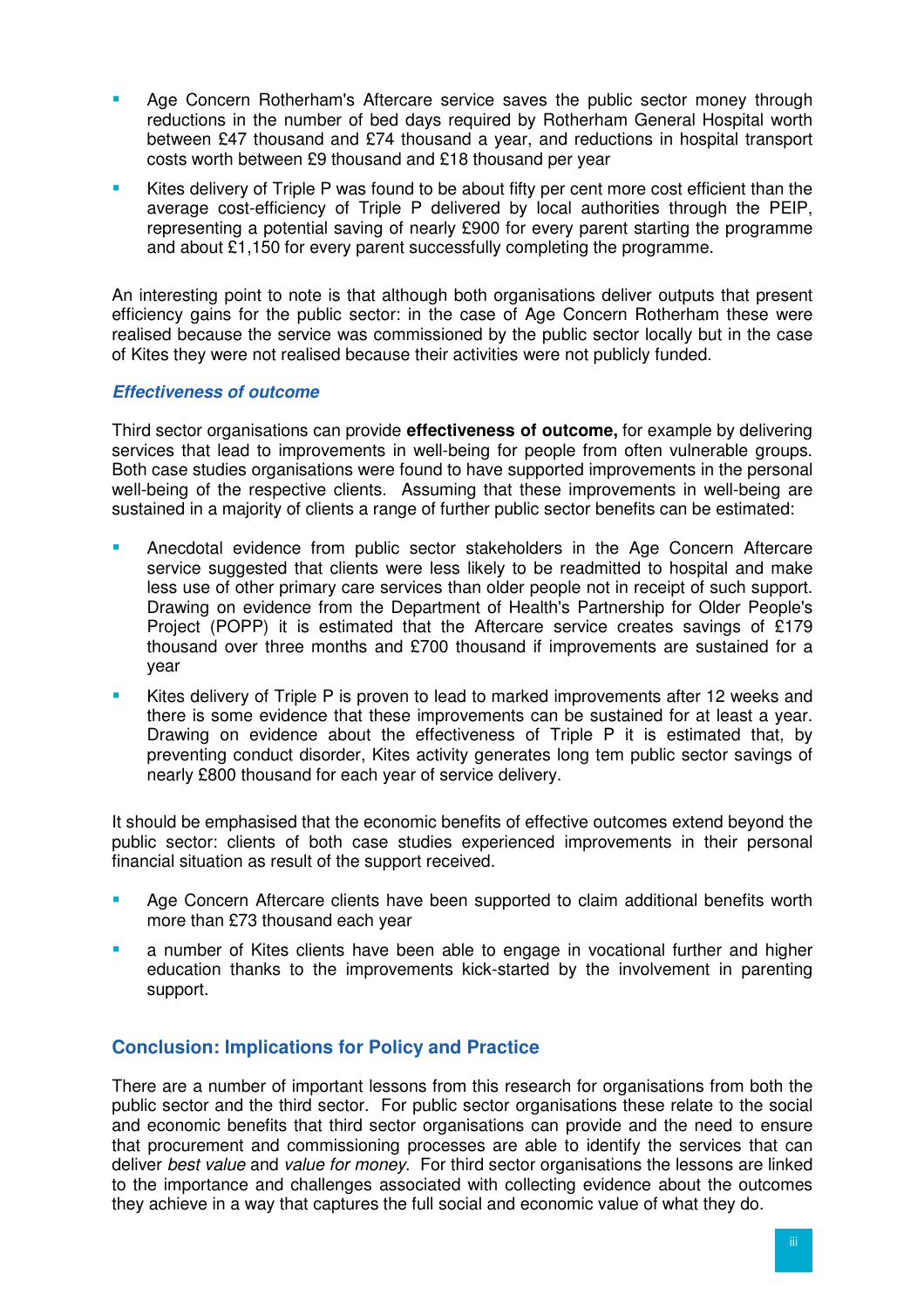- Age Concern Rotherham's Aftercare service saves the public sector money through reductions in the number of bed days required by Rotherham General Hospital worth between £47 thousand and £74 thousand a year, and reductions in hospital transport costs worth between £9 thousand and £18 thousand per year
- Kites delivery of Triple P was found to be about fifty per cent more cost efficient than the average cost-efficiency of Triple P delivered by local authorities through the PEIP, representing a potential saving of nearly £900 for every parent starting the programme and about £1,150 for every parent successfully completing the programme.

An interesting point to note is that although both organisations deliver outputs that present efficiency gains for the public sector: in the case of Age Concern Rotherham these were realised because the service was commissioned by the public sector locally but in the case of Kites they were not realised because their activities were not publicly funded.

### *Effectiveness of outcome*

Third sector organisations can provide **effectiveness of outcome,** for example by delivering services that lead to improvements in well-being for people from often vulnerable groups. Both case studies organisations were found to have supported improvements in the personal well-being of the respective clients. Assuming that these improvements in well-being are sustained in a majority of clients a range of further public sector benefits can be estimated:

- Anecdotal evidence from public sector stakeholders in the Age Concern Aftercare service suggested that clients were less likely to be readmitted to hospital and make less use of other primary care services than older people not in receipt of such support. Drawing on evidence from the Department of Health's Partnership for Older People's Project (POPP) it is estimated that the Aftercare service creates savings of £179 thousand over three months and £700 thousand if improvements are sustained for a year
- Kites delivery of Triple P is proven to lead to marked improvements after 12 weeks and there is some evidence that these improvements can be sustained for at least a year. Drawing on evidence about the effectiveness of Triple P it is estimated that, by preventing conduct disorder, Kites activity generates long tem public sector savings of nearly £800 thousand for each year of service delivery.

It should be emphasised that the economic benefits of effective outcomes extend beyond the public sector: clients of both case studies experienced improvements in their personal financial situation as result of the support received.

- Age Concern Aftercare clients have been supported to claim additional benefits worth more than £73 thousand each year
- a number of Kites clients have been able to engage in vocational further and higher education thanks to the improvements kick-started by the involvement in parenting support.

## Conclusion: Implications for Policy and Practice

There are a number of important lessons from this research for organisations from both the public sector and the third sector. For public sector organisations these relate to the social and economic benefits that third sector organisations can provide and the need to ensure that procurement and commissioning processes are able to identify the services that can deliver *best value* and *value for money*. For third sector organisations the lessons are linked to the importance and challenges associated with collecting evidence about the outcomes they achieve in a way that captures the full social and economic value of what they do.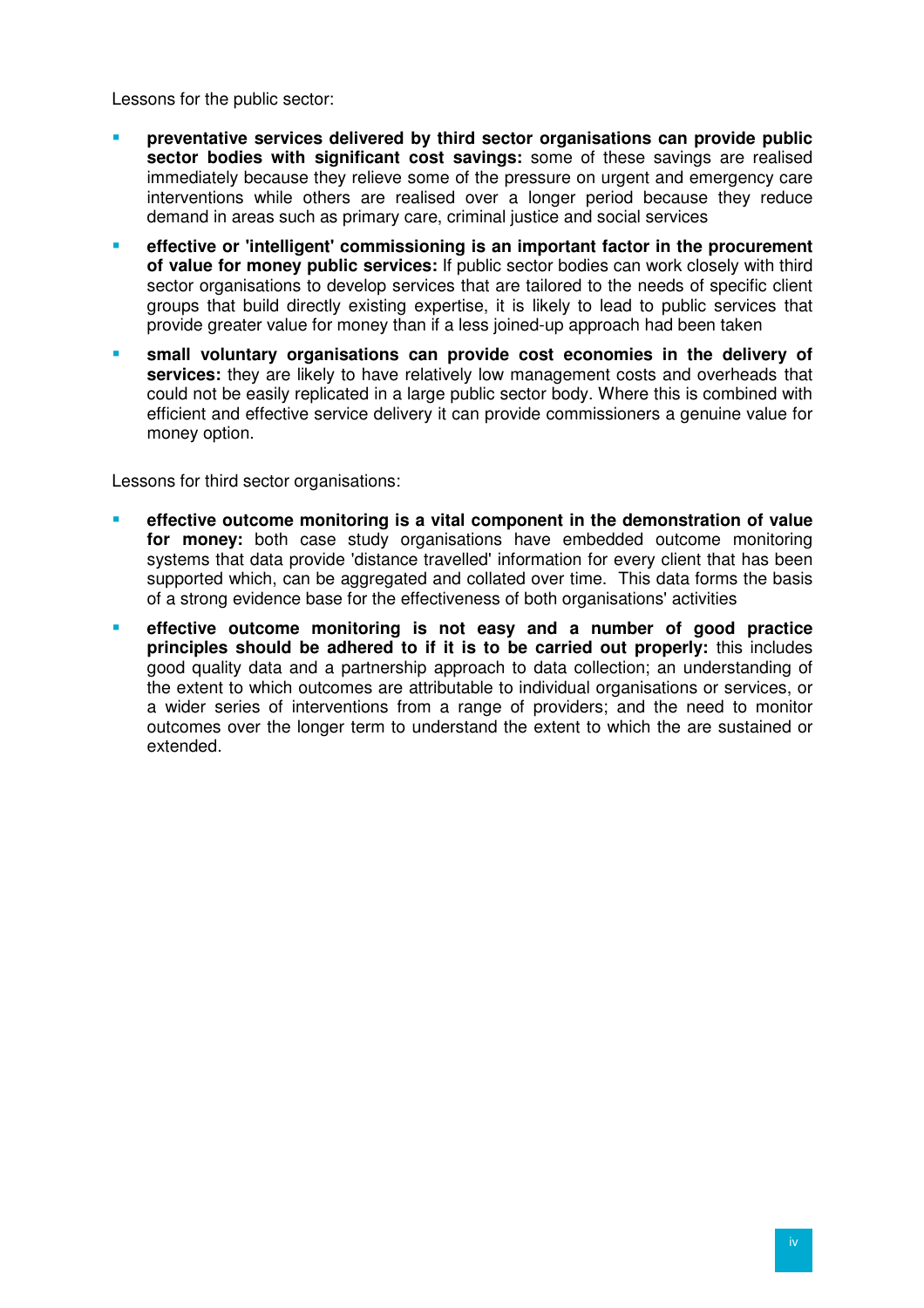Lessons for the public sector:

- **preventative services delivered by third sector organisations can provide public sector bodies with significant cost savings:** some of these savings are realised immediately because they relieve some of the pressure on urgent and emergency care interventions while others are realised over a longer period because they reduce demand in areas such as primary care, criminal justice and social services
- **effective or 'intelligent' commissioning is an important factor in the procurement of value for money public services:** If public sector bodies can work closely with third sector organisations to develop services that are tailored to the needs of specific client groups that build directly existing expertise, it is likely to lead to public services that provide greater value for money than if a less joined-up approach had been taken
- **small voluntary organisations can provide cost economies in the delivery of services:** they are likely to have relatively low management costs and overheads that could not be easily replicated in a large public sector body. Where this is combined with efficient and effective service delivery it can provide commissioners a genuine value for money option.

Lessons for third sector organisations:

- **effective outcome monitoring is a vital component in the demonstration of value for money:** both case study organisations have embedded outcome monitoring systems that data provide 'distance travelled' information for every client that has been supported which, can be aggregated and collated over time. This data forms the basis of a strong evidence base for the effectiveness of both organisations' activities
- **effective outcome monitoring is not easy and a number of good practice principles should be adhered to if it is to be carried out properly:** this includes good quality data and a partnership approach to data collection; an understanding of the extent to which outcomes are attributable to individual organisations or services, or a wider series of interventions from a range of providers; and the need to monitor outcomes over the longer term to understand the extent to which the are sustained or extended.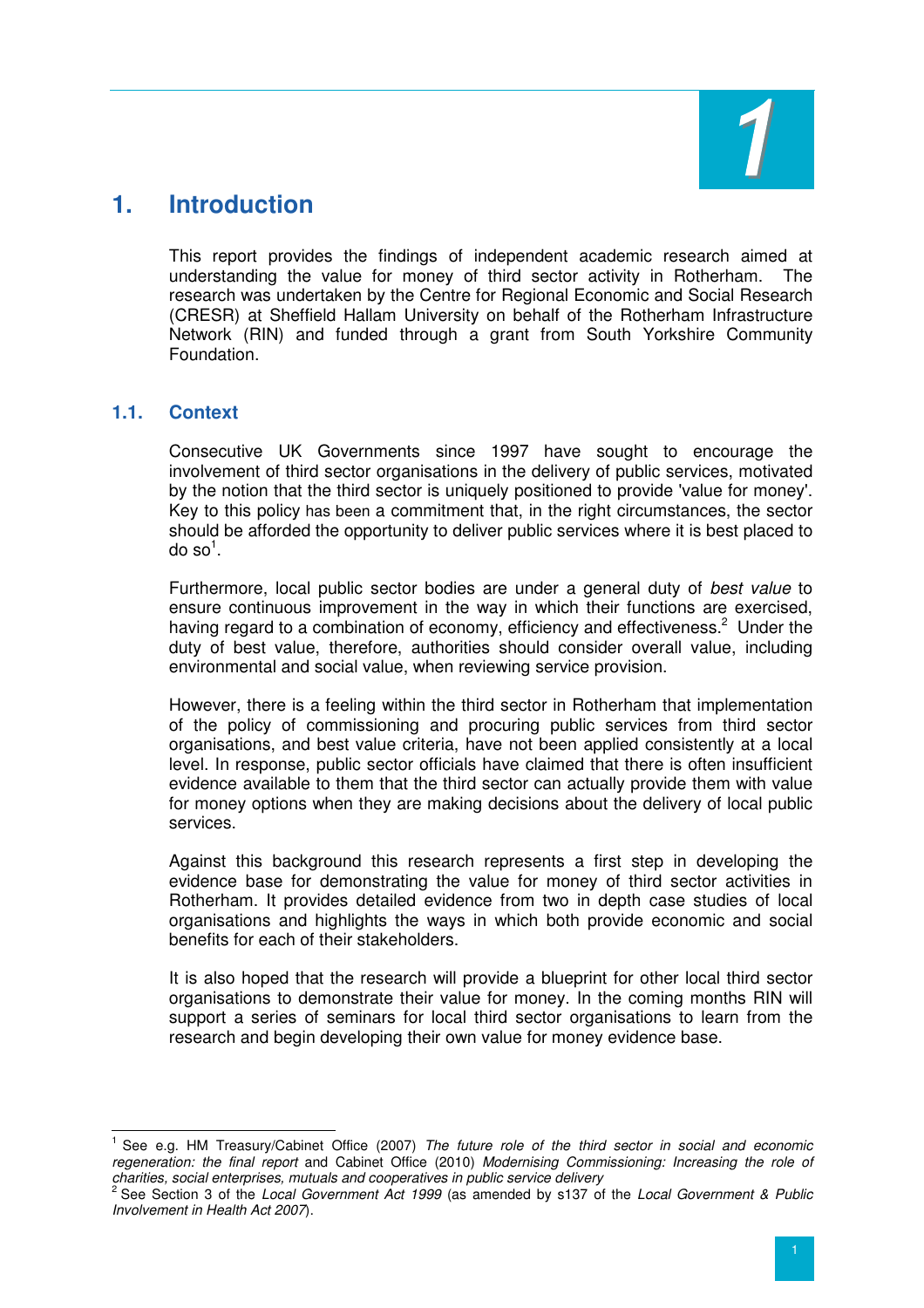# 1. Introduction

This report provides the findings of independent academic research aimed at understanding the value for money of third sector activity in Rotherham. The research was undertaken by the Centre for Regional Economic and Social Research (CRESR) at Sheffield Hallam University on behalf of the Rotherham Infrastructure Network (RIN) and funded through a grant from South Yorkshire Community Foundation.

## 1.1. Context

Consecutive UK Governments since 1997 have sought to encourage the involvement of third sector organisations in the delivery of public services, motivated by the notion that the third sector is uniquely positioned to provide 'value for money'. Key to this policy has been a commitment that, in the right circumstances, the sector should be afforded the opportunity to deliver public services where it is best placed to do so[1].

Furthermore, local public sector bodies are under a general duty of *best value* to ensure continuous improvement in the way in which their functions are exercised, having regard to a combination of economy, efficiency and effectiveness.[2] Under the duty of best value, therefore, authorities should consider overall value, including environmental and social value, when reviewing service provision.

However, there is a feeling within the third sector in Rotherham that implementation of the policy of commissioning and procuring public services from third sector organisations, and best value criteria, have not been applied consistently at a local level. In response, public sector officials have claimed that there is often insufficient evidence available to them that the third sector can actually provide them with value for money options when they are making decisions about the delivery of local public services.

Against this background this research represents a first step in developing the evidence base for demonstrating the value for money of third sector activities in Rotherham. It provides detailed evidence from two in depth case studies of local organisations and highlights the ways in which both provide economic and social benefits for each of their stakeholders.

It is also hoped that the research will provide a blueprint for other local third sector organisations to demonstrate their value for money. In the coming months RIN will support a series of seminars for local third sector organisations to learn from the research and begin developing their own value for money evidence base.

---

[1] See e.g. HM Treasury/Cabinet Office (2007) *The future role of the third sector in social and economic regeneration: the final report* and Cabinet Office (2010) *Modernising Commissioning: Increasing the role of charities, social enterprises, mutuals and cooperatives in public service delivery*

[2] See Section 3 of the *Local Government Act 1999* (as amended by s137 of the *Local Government & Public Involvement in Health Act 2007*).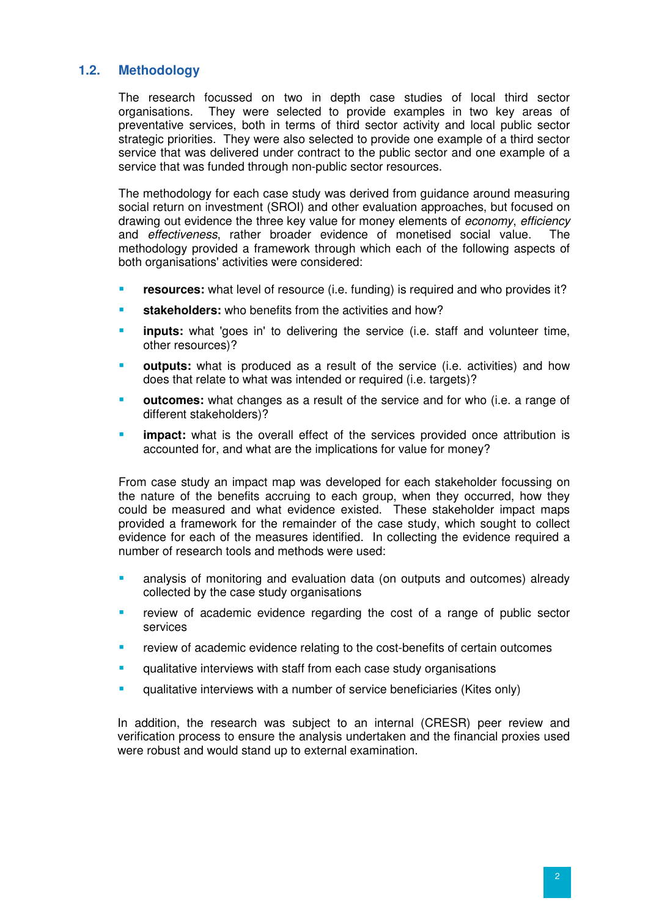## 1.2. Methodology

The research focussed on two in depth case studies of local third sector organisations. They were selected to provide examples in two key areas of preventative services, both in terms of third sector activity and local public sector strategic priorities. They were also selected to provide one example of a third sector service that was delivered under contract to the public sector and one example of a service that was funded through non-public sector resources.

The methodology for each case study was derived from guidance around measuring social return on investment (SROI) and other evaluation approaches, but focused on drawing out evidence the three key value for money elements of *economy*, *efficiency* and *effectiveness*, rather broader evidence of monetised social value. The methodology provided a framework through which each of the following aspects of both organisations' activities were considered:

- **resources:** what level of resource (i.e. funding) is required and who provides it?
- **stakeholders:** who benefits from the activities and how?
- **inputs:** what 'goes in' to delivering the service (i.e. staff and volunteer time, other resources)?
- **outputs:** what is produced as a result of the service (i.e. activities) and how does that relate to what was intended or required (i.e. targets)?
- **outcomes:** what changes as a result of the service and for who (i.e. a range of different stakeholders)?
- **impact:** what is the overall effect of the services provided once attribution is accounted for, and what are the implications for value for money?

From case study an impact map was developed for each stakeholder focussing on the nature of the benefits accruing to each group, when they occurred, how they could be measured and what evidence existed. These stakeholder impact maps provided a framework for the remainder of the case study, which sought to collect evidence for each of the measures identified. In collecting the evidence required a number of research tools and methods were used:

- analysis of monitoring and evaluation data (on outputs and outcomes) already collected by the case study organisations
- review of academic evidence regarding the cost of a range of public sector services
- review of academic evidence relating to the cost-benefits of certain outcomes
- qualitative interviews with staff from each case study organisations
- qualitative interviews with a number of service beneficiaries (Kites only)

In addition, the research was subject to an internal (CRESR) peer review and verification process to ensure the analysis undertaken and the financial proxies used were robust and would stand up to external examination.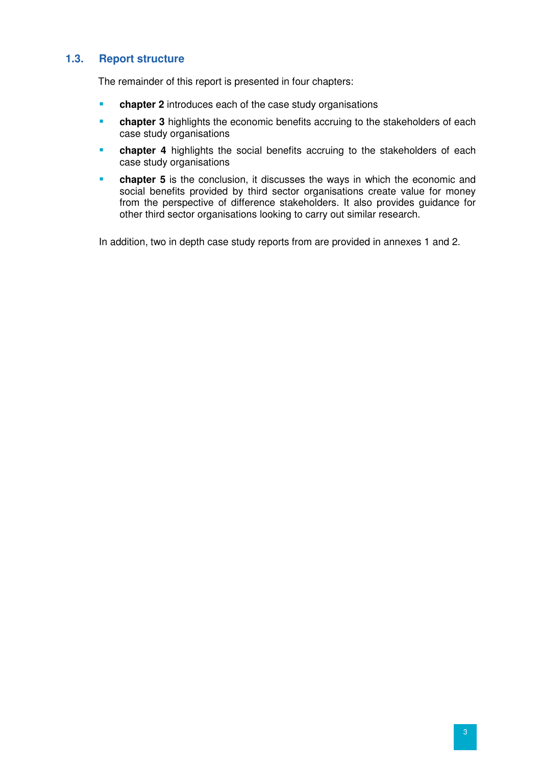### 1.3. Report structure

The remainder of this report is presented in four chapters:

- **chapter 2** introduces each of the case study organisations
- **chapter 3** highlights the economic benefits accruing to the stakeholders of each case study organisations
- **chapter 4** highlights the social benefits accruing to the stakeholders of each case study organisations
- **chapter 5** is the conclusion, it discusses the ways in which the economic and social benefits provided by third sector organisations create value for money from the perspective of difference stakeholders. It also provides guidance for other third sector organisations looking to carry out similar research.

In addition, two in depth case study reports from are provided in annexes 1 and 2.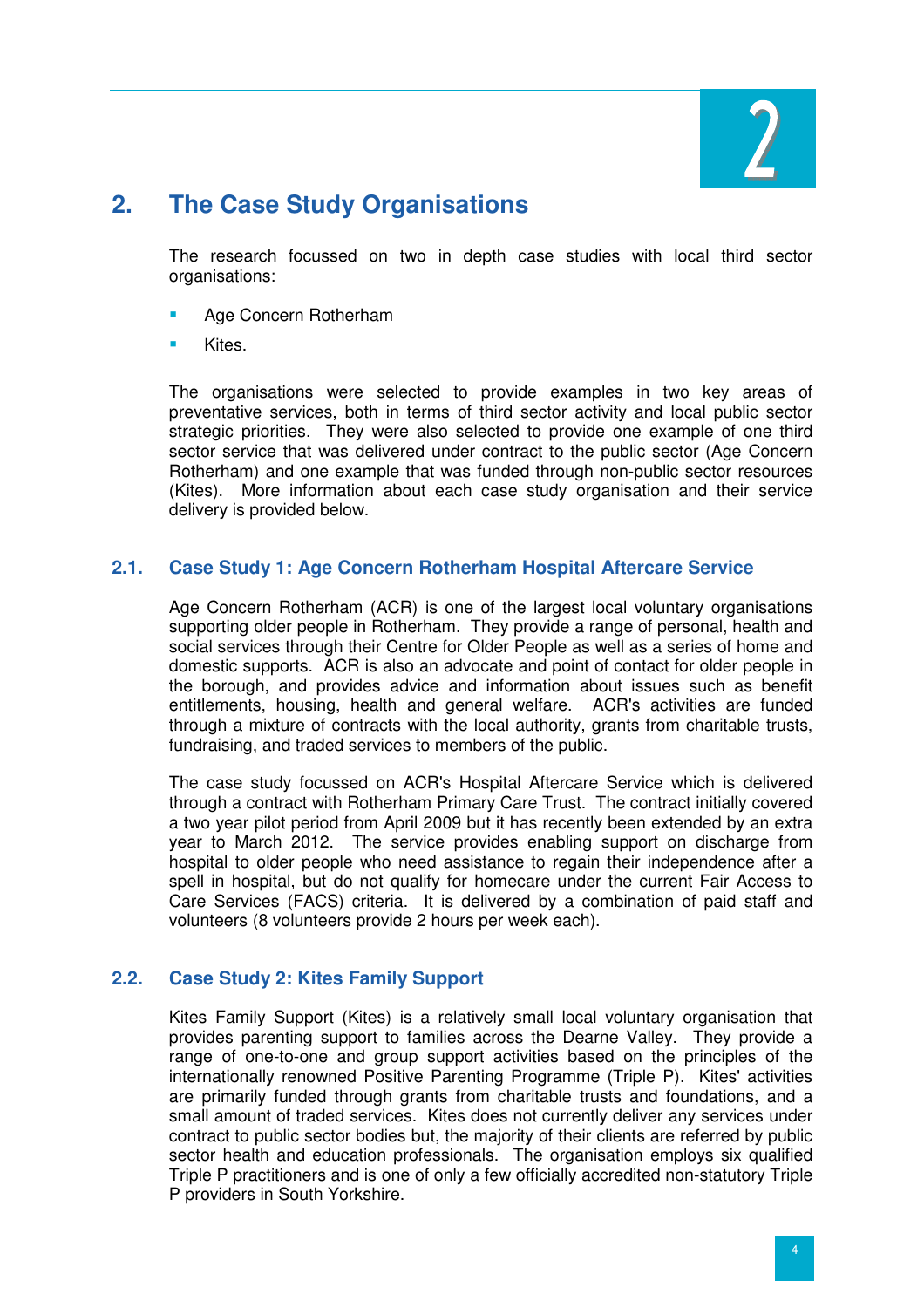# 2. The Case Study Organisations

The research focussed on two in depth case studies with local third sector organisations:

- Age Concern Rotherham
- Kites.

The organisations were selected to provide examples in two key areas of preventative services, both in terms of third sector activity and local public sector strategic priorities. They were also selected to provide one example of one third sector service that was delivered under contract to the public sector (Age Concern Rotherham) and one example that was funded through non-public sector resources (Kites). More information about each case study organisation and their service delivery is provided below.

## 2.1. Case Study 1: Age Concern Rotherham Hospital Aftercare Service

Age Concern Rotherham (ACR) is one of the largest local voluntary organisations supporting older people in Rotherham. They provide a range of personal, health and social services through their Centre for Older People as well as a series of home and domestic supports. ACR is also an advocate and point of contact for older people in the borough, and provides advice and information about issues such as benefit entitlements, housing, health and general welfare. ACR's activities are funded through a mixture of contracts with the local authority, grants from charitable trusts, fundraising, and traded services to members of the public.

The case study focussed on ACR's Hospital Aftercare Service which is delivered through a contract with Rotherham Primary Care Trust. The contract initially covered a two year pilot period from April 2009 but it has recently been extended by an extra year to March 2012. The service provides enabling support on discharge from hospital to older people who need assistance to regain their independence after a spell in hospital, but do not qualify for homecare under the current Fair Access to Care Services (FACS) criteria. It is delivered by a combination of paid staff and volunteers (8 volunteers provide 2 hours per week each).

## 2.2. Case Study 2: Kites Family Support

Kites Family Support (Kites) is a relatively small local voluntary organisation that provides parenting support to families across the Dearne Valley. They provide a range of one-to-one and group support activities based on the principles of the internationally renowned Positive Parenting Programme (Triple P). Kites' activities are primarily funded through grants from charitable trusts and foundations, and a small amount of traded services. Kites does not currently deliver any services under contract to public sector bodies but, the majority of their clients are referred by public sector health and education professionals. The organisation employs six qualified Triple P practitioners and is one of only a few officially accredited non-statutory Triple P providers in South Yorkshire.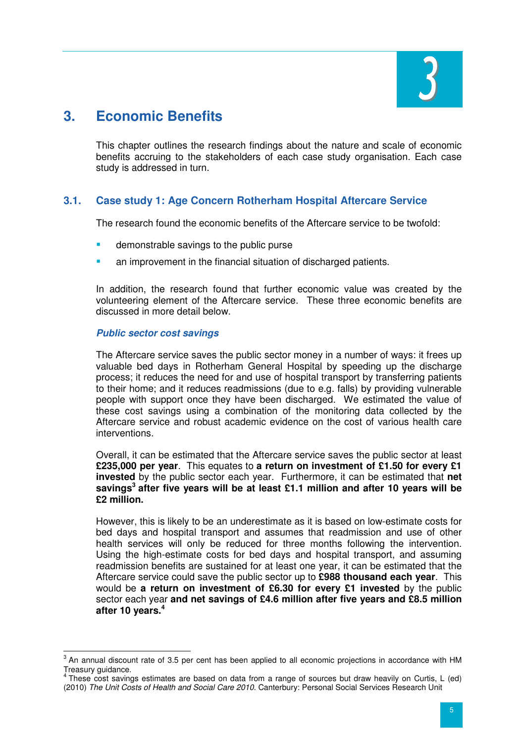# 3. Economic Benefits

This chapter outlines the research findings about the nature and scale of economic benefits accruing to the stakeholders of each case study organisation. Each case study is addressed in turn.

## 3.1. Case study 1: Age Concern Rotherham Hospital Aftercare Service

The research found the economic benefits of the Aftercare service to be twofold:

- demonstrable savings to the public purse
- an improvement in the financial situation of discharged patients.

In addition, the research found that further economic value was created by the volunteering element of the Aftercare service. These three economic benefits are discussed in more detail below.

### *Public sector cost savings*

The Aftercare service saves the public sector money in a number of ways: it frees up valuable bed days in Rotherham General Hospital by speeding up the discharge process; it reduces the need for and use of hospital transport by transferring patients to their home; and it reduces readmissions (due to e.g. falls) by providing vulnerable people with support once they have been discharged. We estimated the value of these cost savings using a combination of the monitoring data collected by the Aftercare service and robust academic evidence on the cost of various health care interventions.

Overall, it can be estimated that the Aftercare service saves the public sector at least **£235,000 per year**. This equates to **a return on investment of £1.50 for every £1 invested** by the public sector each year. Furthermore, it can be estimated that **net savings[3] after five years will be at least £1.1 million and after 10 years will be £2 million.**

However, this is likely to be an underestimate as it is based on low-estimate costs for bed days and hospital transport and assumes that readmission and use of other health services will only be reduced for three months following the intervention. Using the high-estimate costs for bed days and hospital transport, and assuming readmission benefits are sustained for at least one year, it can be estimated that the Aftercare service could save the public sector up to **£988 thousand each year**. This would be **a return on investment of £6.30 for every £1 invested** by the public sector each year **and net savings of £4.6 million after five years and £8.5 million after 10 years.[4]**

---

[3] An annual discount rate of 3.5 per cent has been applied to all economic projections in accordance with HM Treasury guidance.

[4] These cost savings estimates are based on data from a range of sources but draw heavily on Curtis, L (ed) (2010) *The Unit Costs of Health and Social Care 2010.* Canterbury: Personal Social Services Research Unit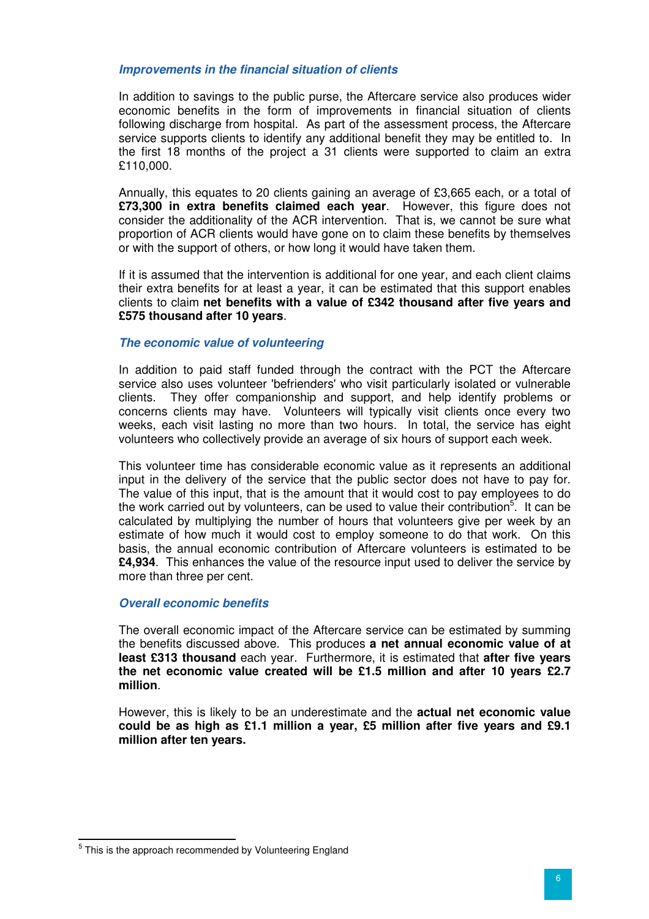### *Improvements in the financial situation of clients*

In addition to savings to the public purse, the Aftercare service also produces wider economic benefits in the form of improvements in financial situation of clients following discharge from hospital. As part of the assessment process, the Aftercare service supports clients to identify any additional benefit they may be entitled to. In the first 18 months of the project a 31 clients were supported to claim an extra £110,000.

Annually, this equates to 20 clients gaining an average of £3,665 each, or a total of **£73,300 in extra benefits claimed each year**. However, this figure does not consider the additionality of the ACR intervention. That is, we cannot be sure what proportion of ACR clients would have gone on to claim these benefits by themselves or with the support of others, or how long it would have taken them.

If it is assumed that the intervention is additional for one year, and each client claims their extra benefits for at least a year, it can be estimated that this support enables clients to claim **net benefits with a value of £342 thousand after five years and £575 thousand after 10 years**.

### *The economic value of volunteering*

In addition to paid staff funded through the contract with the PCT the Aftercare service also uses volunteer 'befrienders' who visit particularly isolated or vulnerable clients. They offer companionship and support, and help identify problems or concerns clients may have. Volunteers will typically visit clients once every two weeks, each visit lasting no more than two hours. In total, the service has eight volunteers who collectively provide an average of six hours of support each week.

This volunteer time has considerable economic value as it represents an additional input in the delivery of the service that the public sector does not have to pay for. The value of this input, that is the amount that it would cost to pay employees to do the work carried out by volunteers, can be used to value their contribution[5]. It can be calculated by multiplying the number of hours that volunteers give per week by an estimate of how much it would cost to employ someone to do that work. On this basis, the annual economic contribution of Aftercare volunteers is estimated to be **£4,934**. This enhances the value of the resource input used to deliver the service by more than three per cent.

### *Overall economic benefits*

The overall economic impact of the Aftercare service can be estimated by summing the benefits discussed above. This produces **a net annual economic value of at least £313 thousand** each year. Furthermore, it is estimated that **after five years the net economic value created will be £1.5 million and after 10 years £2.7 million**.

However, this is likely to be an underestimate and the **actual net economic value could be as high as £1.1 million a year, £5 million after five years and £9.1 million after ten years.**

[5] This is the approach recommended by Volunteering England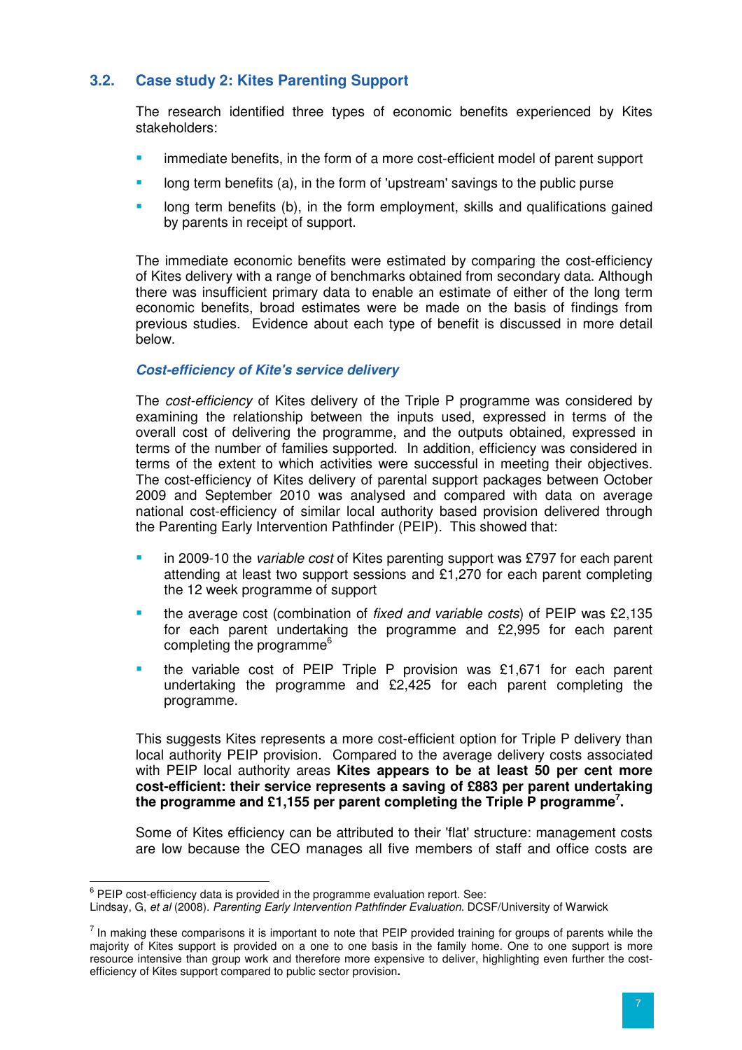## 3.2. Case study 2: Kites Parenting Support

The research identified three types of economic benefits experienced by Kites stakeholders:

- immediate benefits, in the form of a more cost-efficient model of parent support
- long term benefits (a), in the form of 'upstream' savings to the public purse
- long term benefits (b), in the form employment, skills and qualifications gained by parents in receipt of support.

The immediate economic benefits were estimated by comparing the cost-efficiency of Kites delivery with a range of benchmarks obtained from secondary data. Although there was insufficient primary data to enable an estimate of either of the long term economic benefits, broad estimates were be made on the basis of findings from previous studies. Evidence about each type of benefit is discussed in more detail below.

### *Cost-efficiency of Kite's service delivery*

The *cost-efficiency* of Kites delivery of the Triple P programme was considered by examining the relationship between the inputs used, expressed in terms of the overall cost of delivering the programme, and the outputs obtained, expressed in terms of the number of families supported. In addition, efficiency was considered in terms of the extent to which activities were successful in meeting their objectives. The cost-efficiency of Kites delivery of parental support packages between October 2009 and September 2010 was analysed and compared with data on average national cost-efficiency of similar local authority based provision delivered through the Parenting Early Intervention Pathfinder (PEIP). This showed that:

- in 2009-10 the *variable cost* of Kites parenting support was £797 for each parent attending at least two support sessions and £1,270 for each parent completing the 12 week programme of support
- the average cost (combination of *fixed and variable costs*) of PEIP was £2,135 for each parent undertaking the programme and £2,995 for each parent completing the programme[6]
- the variable cost of PEIP Triple P provision was £1,671 for each parent undertaking the programme and £2,425 for each parent completing the programme.

This suggests Kites represents a more cost-efficient option for Triple P delivery than local authority PEIP provision. Compared to the average delivery costs associated with PEIP local authority areas **Kites appears to be at least 50 per cent more cost-efficient: their service represents a saving of £883 per parent undertaking the programme and £1,155 per parent completing the Triple P programme[7].**

Some of Kites efficiency can be attributed to their 'flat' structure: management costs are low because the CEO manages all five members of staff and office costs are

---

[6] PEIP cost-efficiency data is provided in the programme evaluation report. See: Lindsay, G, *et al* (2008). *Parenting Early Intervention Pathfinder Evaluation.* DCSF/University of Warwick

[7] In making these comparisons it is important to note that PEIP provided training for groups of parents while the majority of Kites support is provided on a one to one basis in the family home. One to one support is more resource intensive than group work and therefore more expensive to deliver, highlighting even further the cost-efficiency of Kites support compared to public sector provision**.**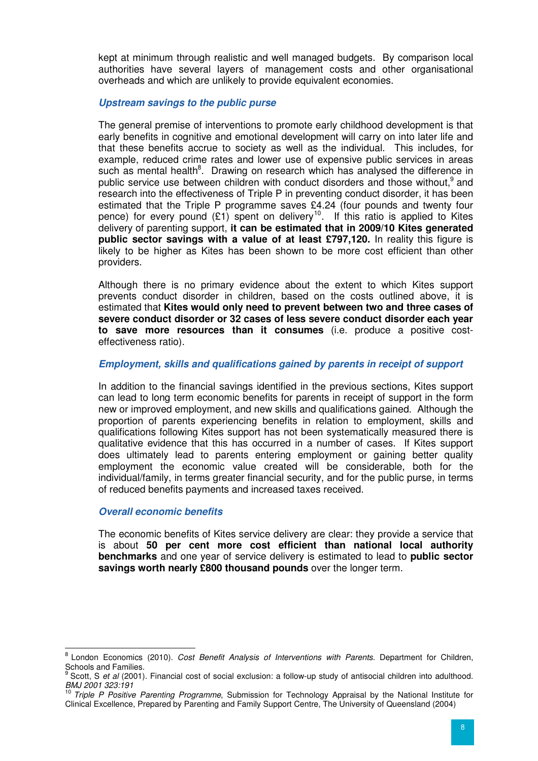kept at minimum through realistic and well managed budgets. By comparison local authorities have several layers of management costs and other organisational overheads and which are unlikely to provide equivalent economies.

### *Upstream savings to the public purse*

The general premise of interventions to promote early childhood development is that early benefits in cognitive and emotional development will carry on into later life and that these benefits accrue to society as well as the individual. This includes, for example, reduced crime rates and lower use of expensive public services in areas such as mental health[8]. Drawing on research which has analysed the difference in public service use between children with conduct disorders and those without,[9] and research into the effectiveness of Triple P in preventing conduct disorder, it has been estimated that the Triple P programme saves £4.24 (four pounds and twenty four pence) for every pound (£1) spent on delivery[10]. If this ratio is applied to Kites delivery of parenting support, **it can be estimated that in 2009/10 Kites generated public sector savings with a value of at least £797,120.** In reality this figure is likely to be higher as Kites has been shown to be more cost efficient than other providers.

Although there is no primary evidence about the extent to which Kites support prevents conduct disorder in children, based on the costs outlined above, it is estimated that **Kites would only need to prevent between two and three cases of severe conduct disorder or 32 cases of less severe conduct disorder each year to save more resources than it consumes** (i.e. produce a positive cost-effectiveness ratio).

### *Employment, skills and qualifications gained by parents in receipt of support*

In addition to the financial savings identified in the previous sections, Kites support can lead to long term economic benefits for parents in receipt of support in the form new or improved employment, and new skills and qualifications gained. Although the proportion of parents experiencing benefits in relation to employment, skills and qualifications following Kites support has not been systematically measured there is qualitative evidence that this has occurred in a number of cases. If Kites support does ultimately lead to parents entering employment or gaining better quality employment the economic value created will be considerable, both for the individual/family, in terms greater financial security, and for the public purse, in terms of reduced benefits payments and increased taxes received.

### *Overall economic benefits*

The economic benefits of Kites service delivery are clear: they provide a service that is about **50 per cent more cost efficient than national local authority benchmarks** and one year of service delivery is estimated to lead to **public sector savings worth nearly £800 thousand pounds** over the longer term.

---

[8] London Economics (2010). *Cost Benefit Analysis of Interventions with Parents*. Department for Children, Schools and Families.

[9] Scott, S *et al* (2001). Financial cost of social exclusion: a follow-up study of antisocial children into adulthood. *BMJ 2001 323:191*

[10] *Triple P Positive Parenting Programme*, Submission for Technology Appraisal by the National Institute for Clinical Excellence, Prepared by Parenting and Family Support Centre, The University of Queensland (2004)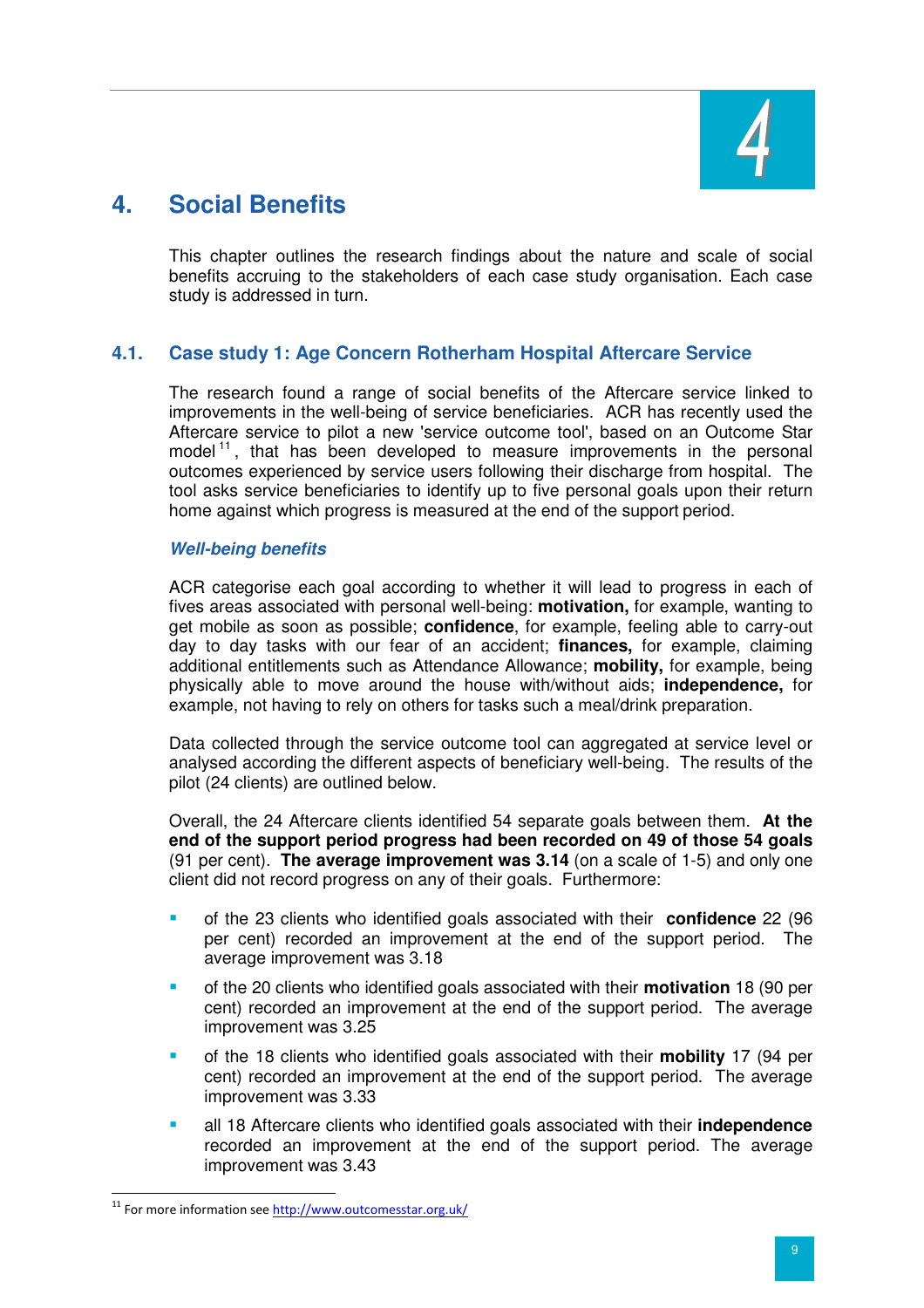# 4. Social Benefits

This chapter outlines the research findings about the nature and scale of social benefits accruing to the stakeholders of each case study organisation. Each case study is addressed in turn.

## 4.1. Case study 1: Age Concern Rotherham Hospital Aftercare Service

The research found a range of social benefits of the Aftercare service linked to improvements in the well-being of service beneficiaries. ACR has recently used the Aftercare service to pilot a new 'service outcome tool', based on an Outcome Star model[11], that has been developed to measure improvements in the personal outcomes experienced by service users following their discharge from hospital. The tool asks service beneficiaries to identify up to five personal goals upon their return home against which progress is measured at the end of the support period.

### *Well-being benefits*

ACR categorise each goal according to whether it will lead to progress in each of fives areas associated with personal well-being: **motivation,** for example, wanting to get mobile as soon as possible; **confidence**, for example, feeling able to carry-out day to day tasks with our fear of an accident; **finances,** for example, claiming additional entitlements such as Attendance Allowance; **mobility,** for example, being physically able to move around the house with/without aids; **independence,** for example, not having to rely on others for tasks such a meal/drink preparation.

Data collected through the service outcome tool can aggregated at service level or analysed according the different aspects of beneficiary well-being. The results of the pilot (24 clients) are outlined below.

Overall, the 24 Aftercare clients identified 54 separate goals between them. **At the end of the support period progress had been recorded on 49 of those 54 goals** (91 per cent). **The average improvement was 3.14** (on a scale of 1-5) and only one client did not record progress on any of their goals. Furthermore:

- of the 23 clients who identified goals associated with their **confidence** 22 (96 per cent) recorded an improvement at the end of the support period. The average improvement was 3.18
- of the 20 clients who identified goals associated with their **motivation** 18 (90 per cent) recorded an improvement at the end of the support period. The average improvement was 3.25
- of the 18 clients who identified goals associated with their **mobility** 17 (94 per cent) recorded an improvement at the end of the support period. The average improvement was 3.33
- all 18 Aftercare clients who identified goals associated with their **independence** recorded an improvement at the end of the support period. The average improvement was 3.43

[11] For more information see http://www.outcomesstar.org.uk/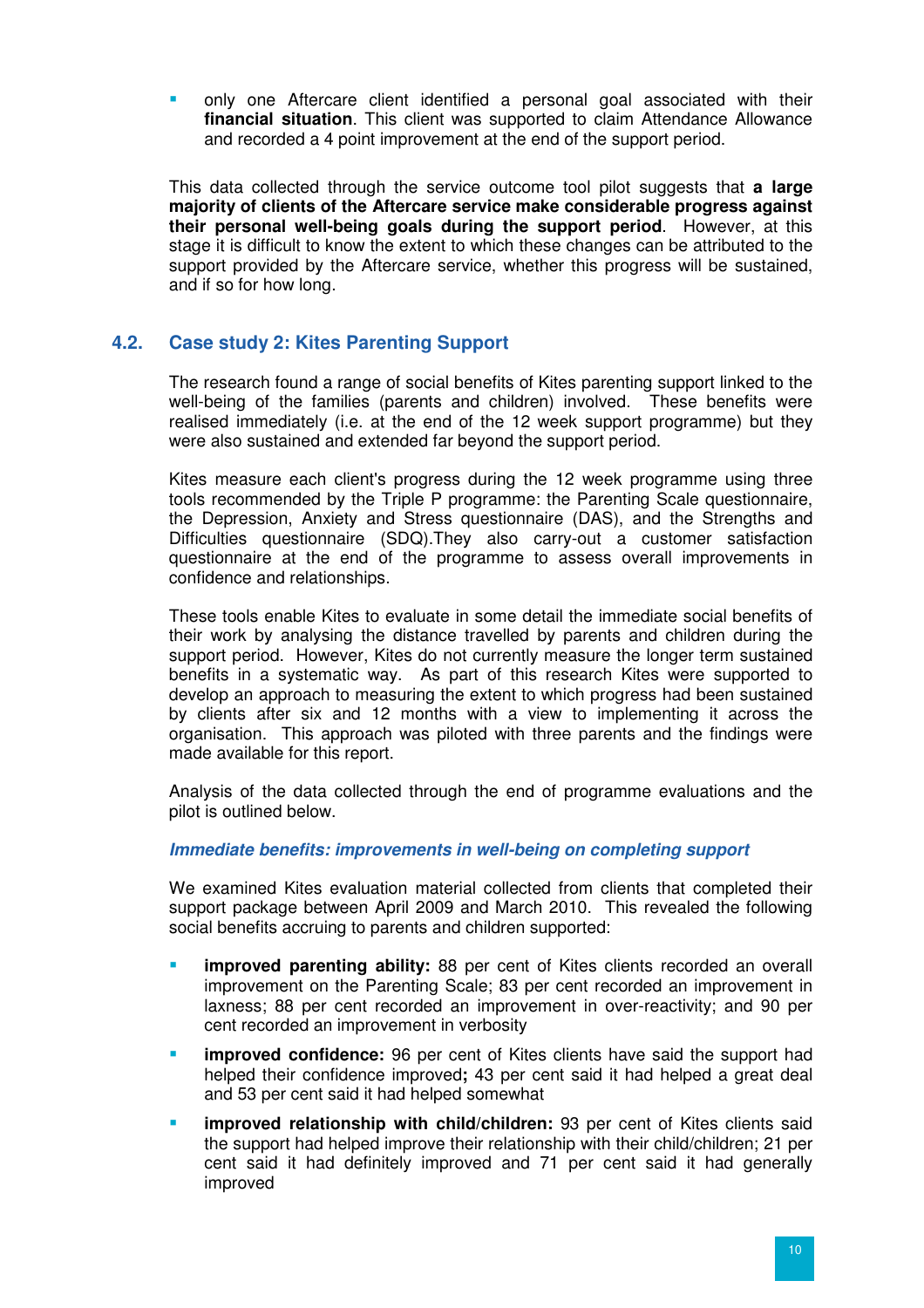- only one Aftercare client identified a personal goal associated with their **financial situation**. This client was supported to claim Attendance Allowance and recorded a 4 point improvement at the end of the support period.

This data collected through the service outcome tool pilot suggests that **a large majority of clients of the Aftercare service make considerable progress against their personal well-being goals during the support period**. However, at this stage it is difficult to know the extent to which these changes can be attributed to the support provided by the Aftercare service, whether this progress will be sustained, and if so for how long.

## 4.2. Case study 2: Kites Parenting Support

The research found a range of social benefits of Kites parenting support linked to the well-being of the families (parents and children) involved. These benefits were realised immediately (i.e. at the end of the 12 week support programme) but they were also sustained and extended far beyond the support period.

Kites measure each client's progress during the 12 week programme using three tools recommended by the Triple P programme: the Parenting Scale questionnaire, the Depression, Anxiety and Stress questionnaire (DAS), and the Strengths and Difficulties questionnaire (SDQ).They also carry-out a customer satisfaction questionnaire at the end of the programme to assess overall improvements in confidence and relationships.

These tools enable Kites to evaluate in some detail the immediate social benefits of their work by analysing the distance travelled by parents and children during the support period. However, Kites do not currently measure the longer term sustained benefits in a systematic way. As part of this research Kites were supported to develop an approach to measuring the extent to which progress had been sustained by clients after six and 12 months with a view to implementing it across the organisation. This approach was piloted with three parents and the findings were made available for this report.

Analysis of the data collected through the end of programme evaluations and the pilot is outlined below.

***Immediate benefits: improvements in well-being on completing support***

We examined Kites evaluation material collected from clients that completed their support package between April 2009 and March 2010. This revealed the following social benefits accruing to parents and children supported:

- **improved parenting ability:** 88 per cent of Kites clients recorded an overall improvement on the Parenting Scale; 83 per cent recorded an improvement in laxness; 88 per cent recorded an improvement in over-reactivity; and 90 per cent recorded an improvement in verbosity
- **improved confidence:** 96 per cent of Kites clients have said the support had helped their confidence improved**;** 43 per cent said it had helped a great deal and 53 per cent said it had helped somewhat
- **improved relationship with child/children:** 93 per cent of Kites clients said the support had helped improve their relationship with their child/children; 21 per cent said it had definitely improved and 71 per cent said it had generally improved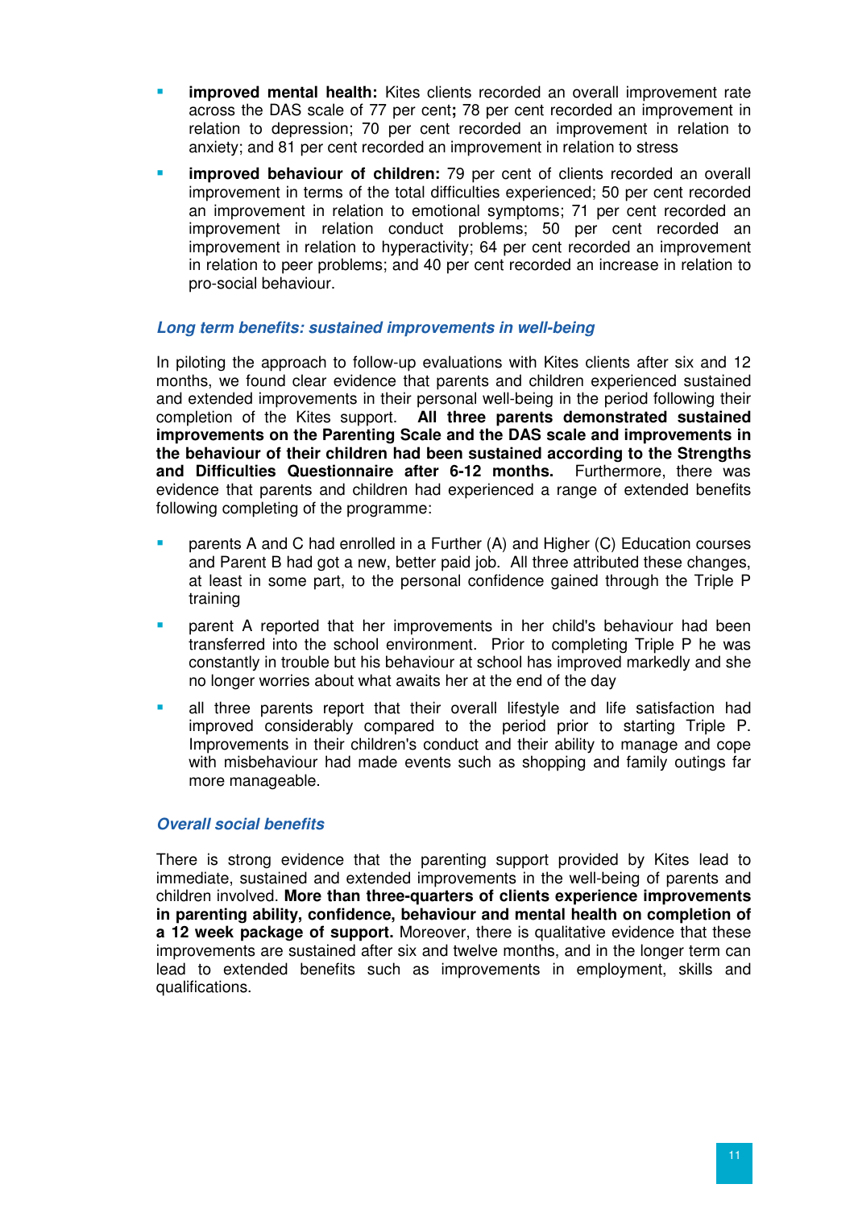- **improved mental health:** Kites clients recorded an overall improvement rate across the DAS scale of 77 per cent**;** 78 per cent recorded an improvement in relation to depression; 70 per cent recorded an improvement in relation to anxiety; and 81 per cent recorded an improvement in relation to stress
- **improved behaviour of children:** 79 per cent of clients recorded an overall improvement in terms of the total difficulties experienced; 50 per cent recorded an improvement in relation to emotional symptoms; 71 per cent recorded an improvement in relation conduct problems; 50 per cent recorded an improvement in relation to hyperactivity; 64 per cent recorded an improvement in relation to peer problems; and 40 per cent recorded an increase in relation to pro-social behaviour.

### *Long term benefits: sustained improvements in well-being*

In piloting the approach to follow-up evaluations with Kites clients after six and 12 months, we found clear evidence that parents and children experienced sustained and extended improvements in their personal well-being in the period following their completion of the Kites support. **All three parents demonstrated sustained improvements on the Parenting Scale and the DAS scale and improvements in the behaviour of their children had been sustained according to the Strengths and Difficulties Questionnaire after 6-12 months.** Furthermore, there was evidence that parents and children had experienced a range of extended benefits following completing of the programme:

- parents A and C had enrolled in a Further (A) and Higher (C) Education courses and Parent B had got a new, better paid job. All three attributed these changes, at least in some part, to the personal confidence gained through the Triple P training
- parent A reported that her improvements in her child's behaviour had been transferred into the school environment. Prior to completing Triple P he was constantly in trouble but his behaviour at school has improved markedly and she no longer worries about what awaits her at the end of the day
- all three parents report that their overall lifestyle and life satisfaction had improved considerably compared to the period prior to starting Triple P. Improvements in their children's conduct and their ability to manage and cope with misbehaviour had made events such as shopping and family outings far more manageable.

### *Overall social benefits*

There is strong evidence that the parenting support provided by Kites lead to immediate, sustained and extended improvements in the well-being of parents and children involved. **More than three-quarters of clients experience improvements in parenting ability, confidence, behaviour and mental health on completion of a 12 week package of support.** Moreover, there is qualitative evidence that these improvements are sustained after six and twelve months, and in the longer term can lead to extended benefits such as improvements in employment, skills and qualifications.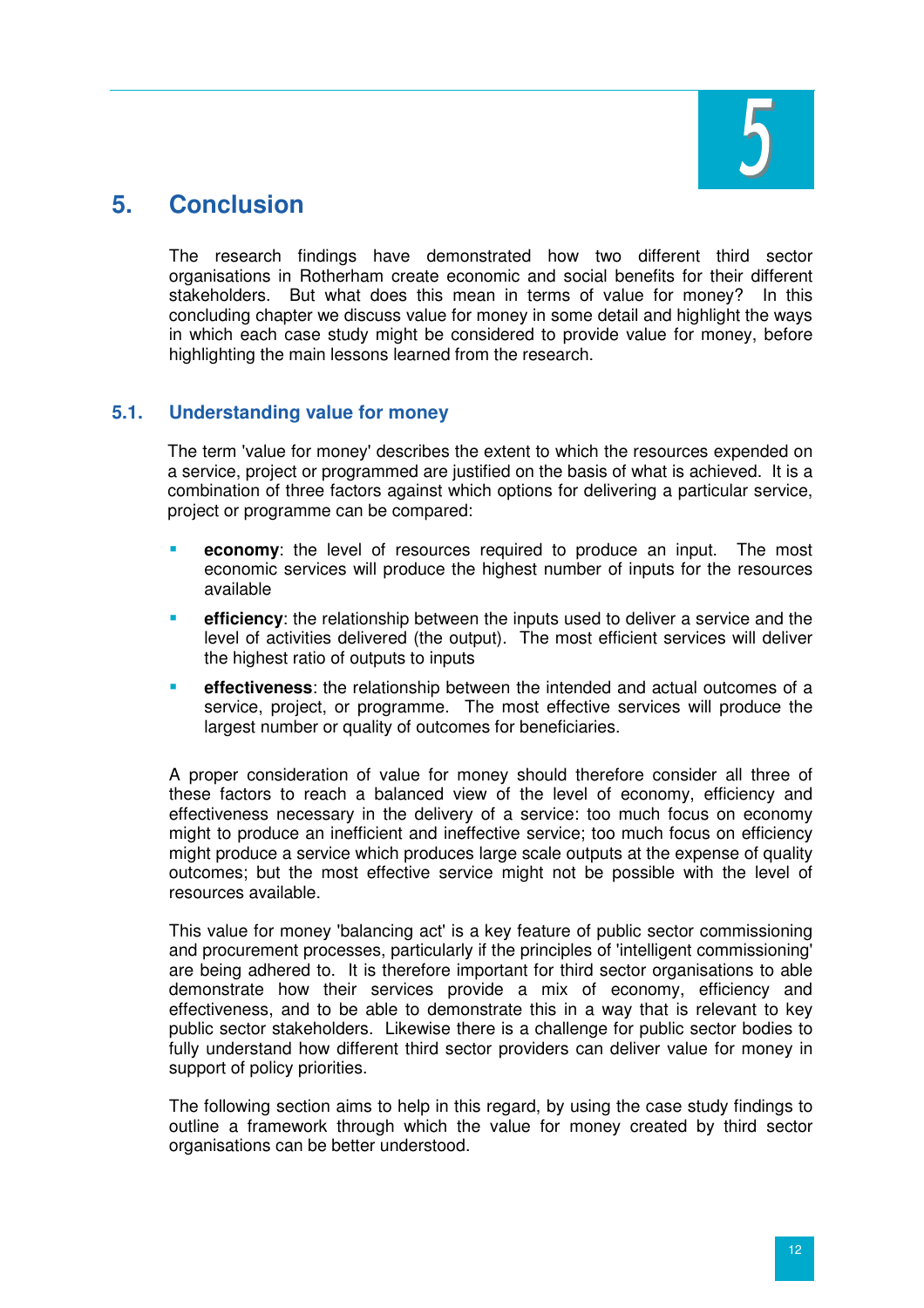# 5. Conclusion

The research findings have demonstrated how two different third sector organisations in Rotherham create economic and social benefits for their different stakeholders. But what does this mean in terms of value for money? In this concluding chapter we discuss value for money in some detail and highlight the ways in which each case study might be considered to provide value for money, before highlighting the main lessons learned from the research.

## 5.1. Understanding value for money

The term 'value for money' describes the extent to which the resources expended on a service, project or programmed are justified on the basis of what is achieved. It is a combination of three factors against which options for delivering a particular service, project or programme can be compared:

- **economy**: the level of resources required to produce an input. The most economic services will produce the highest number of inputs for the resources available
- **efficiency**: the relationship between the inputs used to deliver a service and the level of activities delivered (the output). The most efficient services will deliver the highest ratio of outputs to inputs
- **effectiveness**: the relationship between the intended and actual outcomes of a service, project, or programme. The most effective services will produce the largest number or quality of outcomes for beneficiaries.

A proper consideration of value for money should therefore consider all three of these factors to reach a balanced view of the level of economy, efficiency and effectiveness necessary in the delivery of a service: too much focus on economy might to produce an inefficient and ineffective service; too much focus on efficiency might produce a service which produces large scale outputs at the expense of quality outcomes; but the most effective service might not be possible with the level of resources available.

This value for money 'balancing act' is a key feature of public sector commissioning and procurement processes, particularly if the principles of 'intelligent commissioning' are being adhered to. It is therefore important for third sector organisations to able demonstrate how their services provide a mix of economy, efficiency and effectiveness, and to be able to demonstrate this in a way that is relevant to key public sector stakeholders. Likewise there is a challenge for public sector bodies to fully understand how different third sector providers can deliver value for money in support of policy priorities.

The following section aims to help in this regard, by using the case study findings to outline a framework through which the value for money created by third sector organisations can be better understood.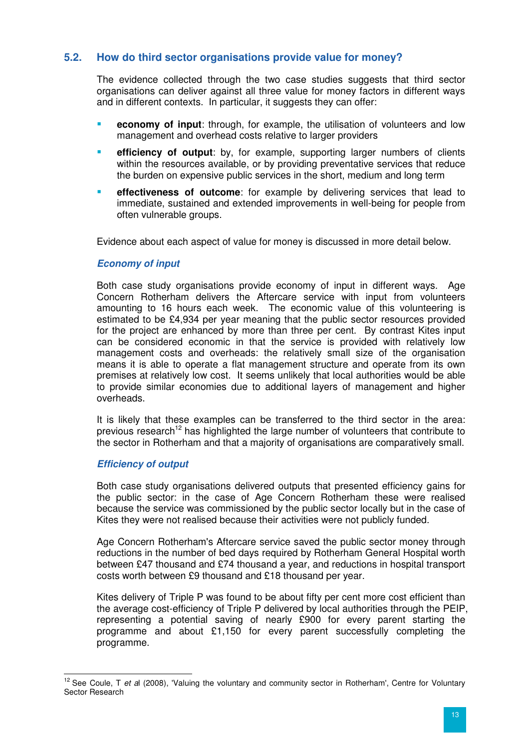## 5.2. How do third sector organisations provide value for money?

The evidence collected through the two case studies suggests that third sector organisations can deliver against all three value for money factors in different ways and in different contexts. In particular, it suggests they can offer:

- **economy of input**: through, for example, the utilisation of volunteers and low management and overhead costs relative to larger providers
- **efficiency of output**: by, for example, supporting larger numbers of clients within the resources available, or by providing preventative services that reduce the burden on expensive public services in the short, medium and long term
- **effectiveness of outcome**: for example by delivering services that lead to immediate, sustained and extended improvements in well-being for people from often vulnerable groups.

Evidence about each aspect of value for money is discussed in more detail below.

### *Economy of input*

Both case study organisations provide economy of input in different ways. Age Concern Rotherham delivers the Aftercare service with input from volunteers amounting to 16 hours each week. The economic value of this volunteering is estimated to be £4,934 per year meaning that the public sector resources provided for the project are enhanced by more than three per cent. By contrast Kites input can be considered economic in that the service is provided with relatively low management costs and overheads: the relatively small size of the organisation means it is able to operate a flat management structure and operate from its own premises at relatively low cost. It seems unlikely that local authorities would be able to provide similar economies due to additional layers of management and higher overheads.

It is likely that these examples can be transferred to the third sector in the area: previous research[12] has highlighted the large number of volunteers that contribute to the sector in Rotherham and that a majority of organisations are comparatively small.

### *Efficiency of output*

Both case study organisations delivered outputs that presented efficiency gains for the public sector: in the case of Age Concern Rotherham these were realised because the service was commissioned by the public sector locally but in the case of Kites they were not realised because their activities were not publicly funded.

Age Concern Rotherham's Aftercare service saved the public sector money through reductions in the number of bed days required by Rotherham General Hospital worth between £47 thousand and £74 thousand a year, and reductions in hospital transport costs worth between £9 thousand and £18 thousand per year.

Kites delivery of Triple P was found to be about fifty per cent more cost efficient than the average cost-efficiency of Triple P delivered by local authorities through the PEIP, representing a potential saving of nearly £900 for every parent starting the programme and about £1,150 for every parent successfully completing the programme.

---

[12] See Coule, T *et al* (2008), 'Valuing the voluntary and community sector in Rotherham', Centre for Voluntary Sector Research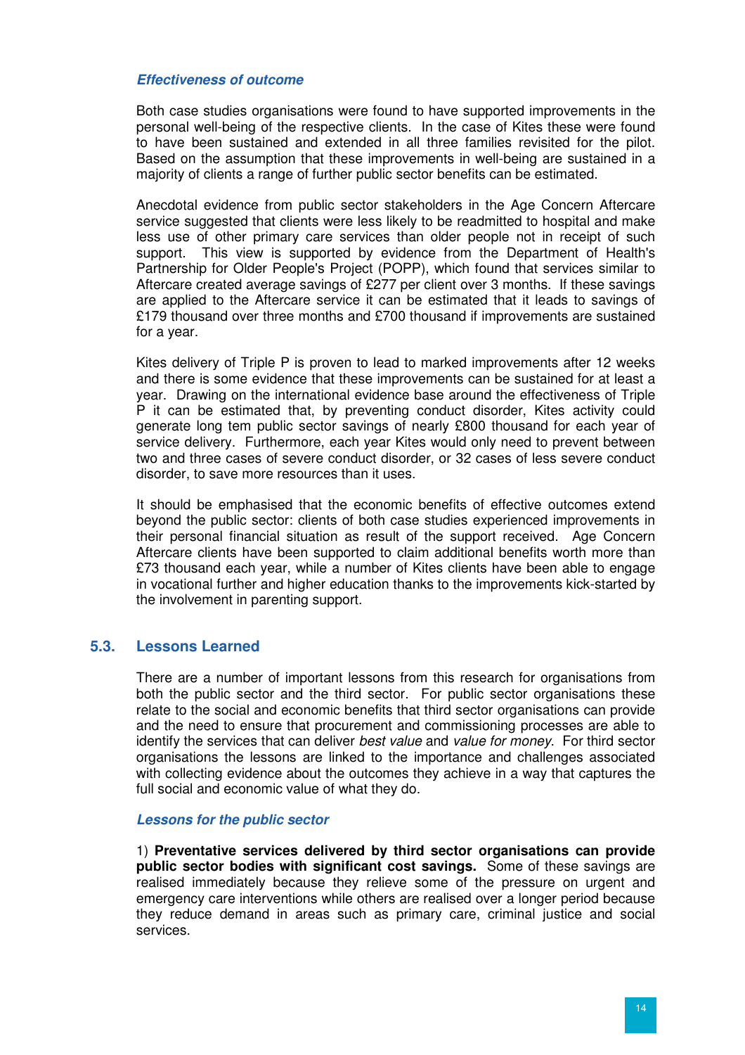#### *Effectiveness of outcome*

Both case studies organisations were found to have supported improvements in the personal well-being of the respective clients. In the case of Kites these were found to have been sustained and extended in all three families revisited for the pilot. Based on the assumption that these improvements in well-being are sustained in a majority of clients a range of further public sector benefits can be estimated.

Anecdotal evidence from public sector stakeholders in the Age Concern Aftercare service suggested that clients were less likely to be readmitted to hospital and make less use of other primary care services than older people not in receipt of such support. This view is supported by evidence from the Department of Health's Partnership for Older People's Project (POPP), which found that services similar to Aftercare created average savings of £277 per client over 3 months. If these savings are applied to the Aftercare service it can be estimated that it leads to savings of £179 thousand over three months and £700 thousand if improvements are sustained for a year.

Kites delivery of Triple P is proven to lead to marked improvements after 12 weeks and there is some evidence that these improvements can be sustained for at least a year. Drawing on the international evidence base around the effectiveness of Triple P it can be estimated that, by preventing conduct disorder, Kites activity could generate long tem public sector savings of nearly £800 thousand for each year of service delivery. Furthermore, each year Kites would only need to prevent between two and three cases of severe conduct disorder, or 32 cases of less severe conduct disorder, to save more resources than it uses.

It should be emphasised that the economic benefits of effective outcomes extend beyond the public sector: clients of both case studies experienced improvements in their personal financial situation as result of the support received. Age Concern Aftercare clients have been supported to claim additional benefits worth more than £73 thousand each year, while a number of Kites clients have been able to engage in vocational further and higher education thanks to the improvements kick-started by the involvement in parenting support.

### 5.3. Lessons Learned

There are a number of important lessons from this research for organisations from both the public sector and the third sector. For public sector organisations these relate to the social and economic benefits that third sector organisations can provide and the need to ensure that procurement and commissioning processes are able to identify the services that can deliver *best value* and *value for money*. For third sector organisations the lessons are linked to the importance and challenges associated with collecting evidence about the outcomes they achieve in a way that captures the full social and economic value of what they do.

#### *Lessons for the public sector*

1) **Preventative services delivered by third sector organisations can provide public sector bodies with significant cost savings.** Some of these savings are realised immediately because they relieve some of the pressure on urgent and emergency care interventions while others are realised over a longer period because they reduce demand in areas such as primary care, criminal justice and social services.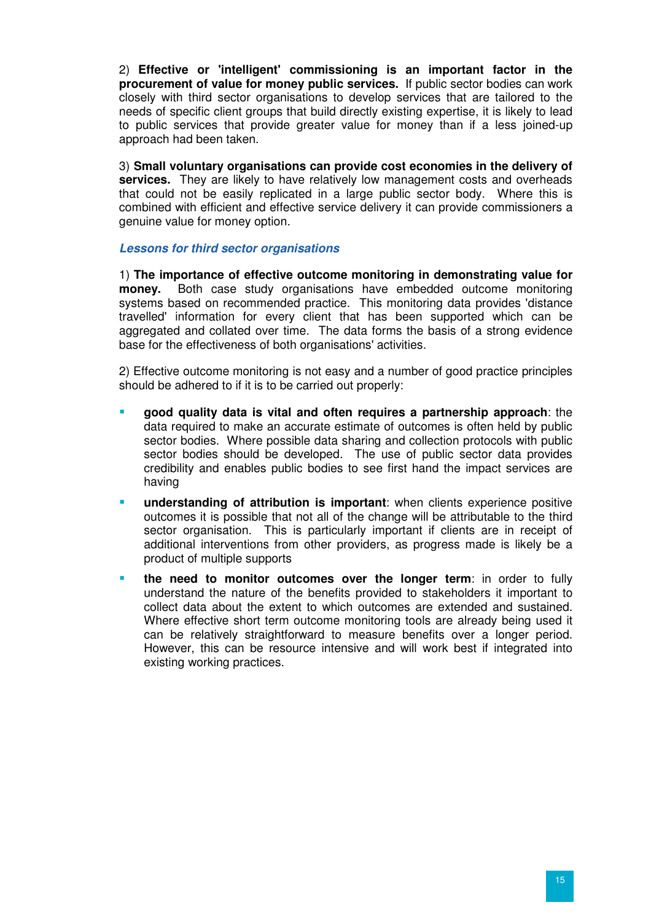2) **Effective or 'intelligent' commissioning is an important factor in the procurement of value for money public services.** If public sector bodies can work closely with third sector organisations to develop services that are tailored to the needs of specific client groups that build directly existing expertise, it is likely to lead to public services that provide greater value for money than if a less joined-up approach had been taken.

3) **Small voluntary organisations can provide cost economies in the delivery of services.** They are likely to have relatively low management costs and overheads that could not be easily replicated in a large public sector body. Where this is combined with efficient and effective service delivery it can provide commissioners a genuine value for money option.

### *Lessons for third sector organisations*

1) **The importance of effective outcome monitoring in demonstrating value for money.** Both case study organisations have embedded outcome monitoring systems based on recommended practice. This monitoring data provides 'distance travelled' information for every client that has been supported which can be aggregated and collated over time. The data forms the basis of a strong evidence base for the effectiveness of both organisations' activities.

2) Effective outcome monitoring is not easy and a number of good practice principles should be adhered to if it is to be carried out properly:

- **good quality data is vital and often requires a partnership approach**: the data required to make an accurate estimate of outcomes is often held by public sector bodies. Where possible data sharing and collection protocols with public sector bodies should be developed. The use of public sector data provides credibility and enables public bodies to see first hand the impact services are having
- **understanding of attribution is important**: when clients experience positive outcomes it is possible that not all of the change will be attributable to the third sector organisation. This is particularly important if clients are in receipt of additional interventions from other providers, as progress made is likely be a product of multiple supports
- **the need to monitor outcomes over the longer term**: in order to fully understand the nature of the benefits provided to stakeholders it important to collect data about the extent to which outcomes are extended and sustained. Where effective short term outcome monitoring tools are already being used it can be relatively straightforward to measure benefits over a longer period. However, this can be resource intensive and will work best if integrated into existing working practices.